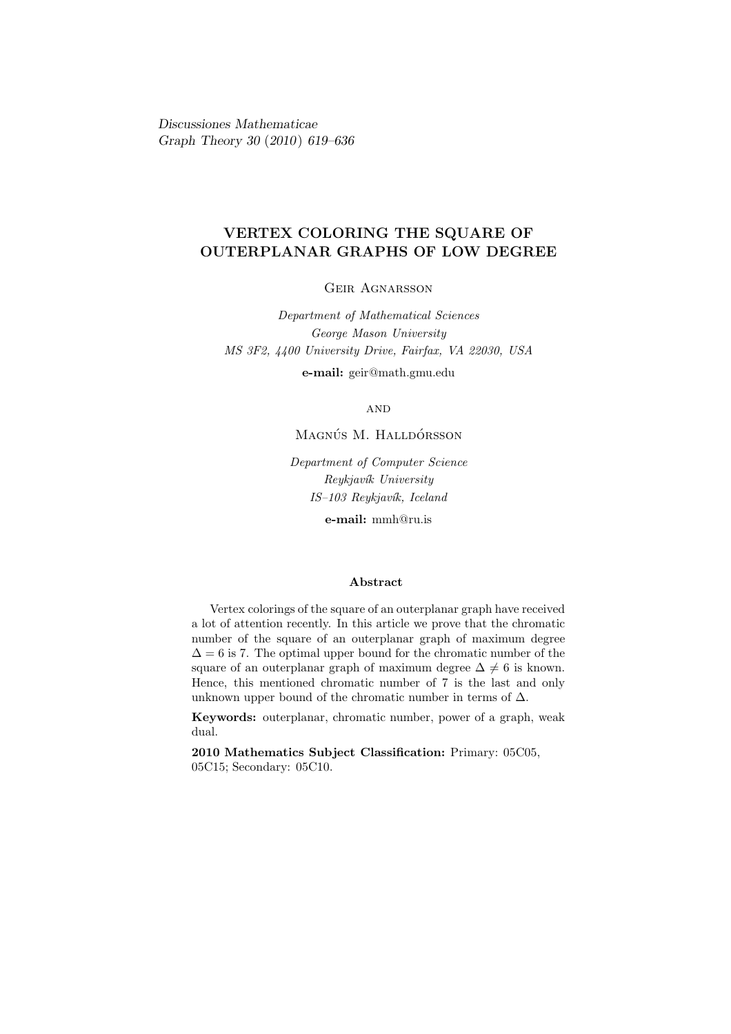*Discussiones Mathematicae*
*Graph Theory 30 (2010) 619–636*

# VERTEX COLORING THE SQUARE OF OUTERPLANAR GRAPHS OF LOW DEGREE

Geir Agnarsson

*Department of Mathematical Sciences*
*George Mason University*
*MS 3F2, 4400 University Drive, Fairfax, VA 22030, USA*

**e-mail:** geir@math.gmu.edu

and

Magnús M. Halldórsson

*Department of Computer Science*
*Reykjavík University*
*IS–103 Reykjavík, Iceland*

**e-mail:** mmh@ru.is

## Abstract

Vertex colorings of the square of an outerplanar graph have received a lot of attention recently. In this article we prove that the chromatic number of the square of an outerplanar graph of maximum degree $\Delta = 6$ is 7. The optimal upper bound for the chromatic number of the square of an outerplanar graph of maximum degree $\Delta \neq 6$ is known. Hence, this mentioned chromatic number of 7 is the last and only unknown upper bound of the chromatic number in terms of $\Delta$.

**Keywords:** outerplanar, chromatic number, power of a graph, weak dual.

**2010 Mathematics Subject Classification:** Primary: 05C05, 05C15; Secondary: 05C10.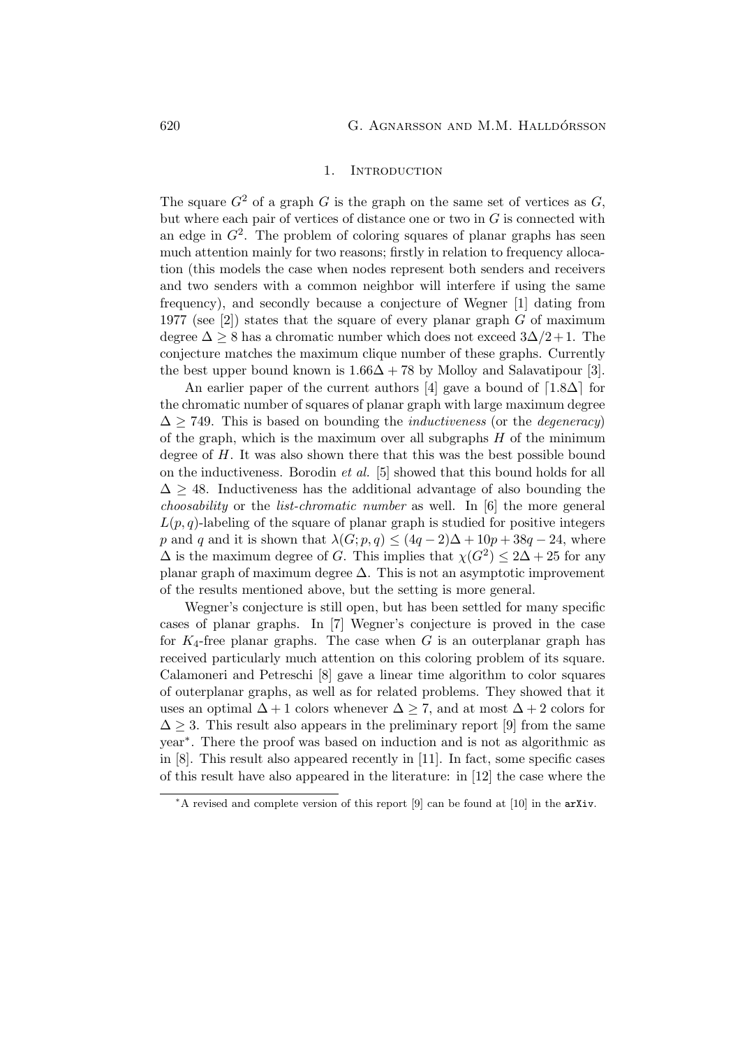## 1. Introduction

The square $G^2$ of a graph $G$ is the graph on the same set of vertices as $G$, but where each pair of vertices of distance one or two in $G$ is connected with an edge in $G^2$. The problem of coloring squares of planar graphs has seen much attention mainly for two reasons; firstly in relation to frequency allocation (this models the case when nodes represent both senders and receivers and two senders with a common neighbor will interfere if using the same frequency), and secondly because a conjecture of Wegner [1] dating from 1977 (see [2]) states that the square of every planar graph $G$ of maximum degree $\Delta \geq 8$ has a chromatic number which does not exceed $3\Delta/2+1$. The conjecture matches the maximum clique number of these graphs. Currently the best upper bound known is $1.66\Delta + 78$ by Molloy and Salavatipour [3].

An earlier paper of the current authors [4] gave a bound of $\lceil 1.8\Delta \rceil$ for the chromatic number of squares of planar graph with large maximum degree $\Delta \geq 749$. This is based on bounding the *inductiveness* (or the *degeneracy*) of the graph, which is the maximum over all subgraphs $H$ of the minimum degree of $H$. It was also shown there that this was the best possible bound on the inductiveness. Borodin *et al.* [5] showed that this bound holds for all $\Delta \geq 48$. Inductiveness has the additional advantage of also bounding the *choosability* or the *list-chromatic number* as well. In [6] the more general $L(p,q)$-labeling of the square of planar graph is studied for positive integers $p$ and $q$ and it is shown that $\lambda(G;p,q) \leq (4q-2)\Delta + 10p + 38q - 24$, where $\Delta$ is the maximum degree of $G$. This implies that $\chi(G^2) \leq 2\Delta + 25$ for any planar graph of maximum degree $\Delta$. This is not an asymptotic improvement of the results mentioned above, but the setting is more general.

Wegner's conjecture is still open, but has been settled for many specific cases of planar graphs. In [7] Wegner's conjecture is proved in the case for $K_4$-free planar graphs. The case when $G$ is an outerplanar graph has received particularly much attention on this coloring problem of its square. Calamoneri and Petreschi [8] gave a linear time algorithm to color squares of outerplanar graphs, as well as for related problems. They showed that it uses an optimal $\Delta + 1$ colors whenever $\Delta \geq 7$, and at most $\Delta + 2$ colors for $\Delta \geq 3$. This result also appears in the preliminary report [9] from the same year*. There the proof was based on induction and is not as algorithmic as in [8]. This result also appeared recently in [11]. In fact, some specific cases of this result have also appeared in the literature: in [12] the case where the

*A revised and complete version of this report [9] can be found at [10] in the arXiv.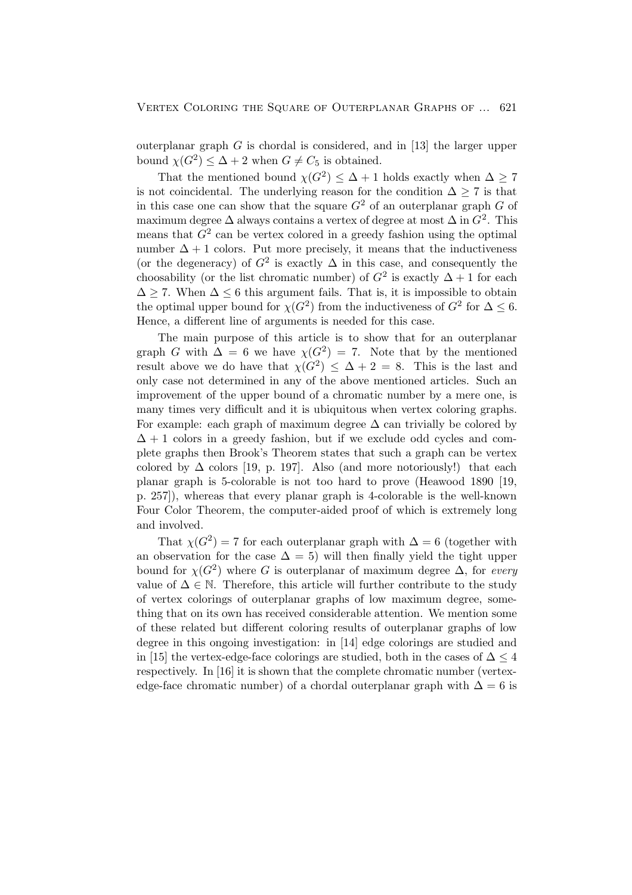outerplanar graph $G$ is chordal is considered, and in [13] the larger upper bound $\chi(G^2) \leq \Delta + 2$ when $G \neq C_5$ is obtained.

That the mentioned bound $\chi(G^2) \leq \Delta + 1$ holds exactly when $\Delta \geq 7$ is not coincidental. The underlying reason for the condition $\Delta \geq 7$ is that in this case one can show that the square $G^2$ of an outerplanar graph $G$ of maximum degree $\Delta$ always contains a vertex of degree at most $\Delta$ in $G^2$. This means that $G^2$ can be vertex colored in a greedy fashion using the optimal number $\Delta + 1$ colors. Put more precisely, it means that the inductiveness (or the degeneracy) of $G^2$ is exactly $\Delta$ in this case, and consequently the choosability (or the list chromatic number) of $G^2$ is exactly $\Delta + 1$ for each $\Delta \geq 7$. When $\Delta \leq 6$ this argument fails. That is, it is impossible to obtain the optimal upper bound for $\chi(G^2)$ from the inductiveness of $G^2$ for $\Delta \leq 6$. Hence, a different line of arguments is needed for this case.

The main purpose of this article is to show that for an outerplanar graph $G$ with $\Delta = 6$ we have $\chi(G^2) = 7$. Note that by the mentioned result above we do have that $\chi(G^2) \leq \Delta + 2 = 8$. This is the last and only case not determined in any of the above mentioned articles. Such an improvement of the upper bound of a chromatic number by a mere one, is many times very difficult and it is ubiquitous when vertex coloring graphs. For example: each graph of maximum degree $\Delta$ can trivially be colored by $\Delta + 1$ colors in a greedy fashion, but if we exclude odd cycles and complete graphs then Brook's Theorem states that such a graph can be vertex colored by $\Delta$ colors [19, p. 197]. Also (and more notoriously!) that each planar graph is 5-colorable is not too hard to prove (Heawood 1890 [19, p. 257]), whereas that every planar graph is 4-colorable is the well-known Four Color Theorem, the computer-aided proof of which is extremely long and involved.

That $\chi(G^2) = 7$ for each outerplanar graph with $\Delta = 6$ (together with an observation for the case $\Delta = 5$) will then finally yield the tight upper bound for $\chi(G^2)$ where $G$ is outerplanar of maximum degree $\Delta$, for *every* value of $\Delta \in \mathbb{N}$. Therefore, this article will further contribute to the study of vertex colorings of outerplanar graphs of low maximum degree, something that on its own has received considerable attention. We mention some of these related but different coloring results of outerplanar graphs of low degree in this ongoing investigation: in [14] edge colorings are studied and in [15] the vertex-edge-face colorings are studied, both in the cases of $\Delta \leq 4$ respectively. In [16] it is shown that the complete chromatic number (vertex-edge-face chromatic number) of a chordal outerplanar graph with $\Delta = 6$ is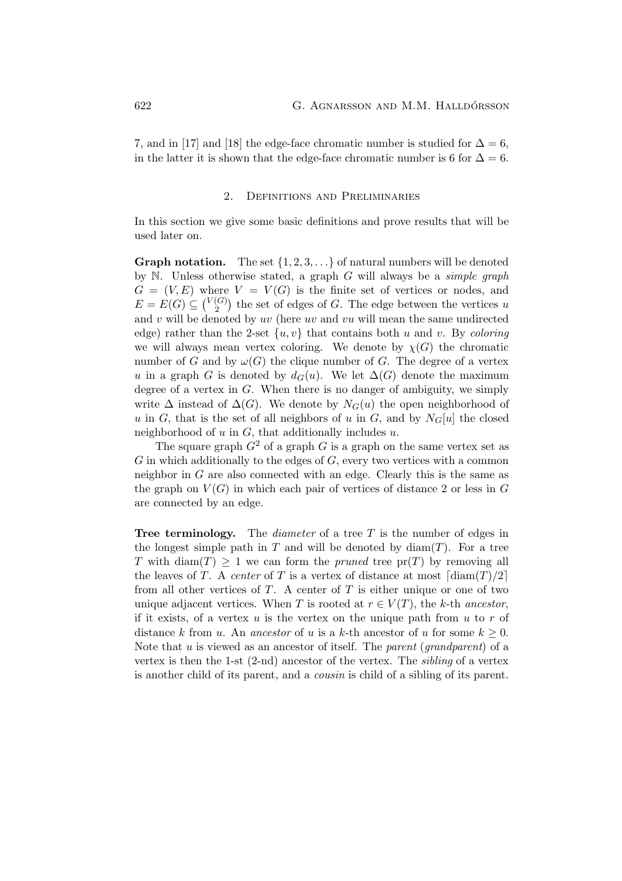7, and in [17] and [18] the edge-face chromatic number is studied for $\Delta = 6$, in the latter it is shown that the edge-face chromatic number is 6 for $\Delta = 6$.

## 2. Definitions and Preliminaries

In this section we give some basic definitions and prove results that will be used later on.

**Graph notation.** The set $\{1, 2, 3, \ldots\}$ of natural numbers will be denoted by $\mathbb{N}$. Unless otherwise stated, a graph $G$ will always be a *simple graph* $G = (V, E)$ where $V = V(G)$ is the finite set of vertices or nodes, and $E = E(G) \subseteq \binom{V(G)}{2}$ the set of edges of $G$. The edge between the vertices $u$ and $v$ will be denoted by $uv$ (here $uv$ and $vu$ will mean the same undirected edge) rather than the 2-set $\{u, v\}$ that contains both $u$ and $v$. By *coloring* we will always mean vertex coloring. We denote by $\chi(G)$ the chromatic number of $G$ and by $\omega(G)$ the clique number of $G$. The degree of a vertex $u$ in a graph $G$ is denoted by $d_G(u)$. We let $\Delta(G)$ denote the maximum degree of a vertex in $G$. When there is no danger of ambiguity, we simply write $\Delta$ instead of $\Delta(G)$. We denote by $N_G(u)$ the open neighborhood of $u$ in $G$, that is the set of all neighbors of $u$ in $G$, and by $N_G[u]$ the closed neighborhood of $u$ in $G$, that additionally includes $u$.

The square graph $G^2$ of a graph $G$ is a graph on the same vertex set as $G$ in which additionally to the edges of $G$, every two vertices with a common neighbor in $G$ are also connected with an edge. Clearly this is the same as the graph on $V(G)$ in which each pair of vertices of distance 2 or less in $G$ are connected by an edge.

**Tree terminology.** The *diameter* of a tree $T$ is the number of edges in the longest simple path in $T$ and will be denoted by $\operatorname{diam}(T)$. For a tree $T$ with $\operatorname{diam}(T) \geq 1$ we can form the *pruned* tree $\operatorname{pr}(T)$ by removing all the leaves of $T$. A *center* of $T$ is a vertex of distance at most $\lceil \operatorname{diam}(T)/2 \rceil$ from all other vertices of $T$. A center of $T$ is either unique or one of two unique adjacent vertices. When $T$ is rooted at $r \in V(T)$, the $k$-th *ancestor*, if it exists, of a vertex $u$ is the vertex on the unique path from $u$ to $r$ of distance $k$ from $u$. An *ancestor* of $u$ is a $k$-th ancestor of $u$ for some $k \geq 0$. Note that $u$ is viewed as an ancestor of itself. The *parent* (*grandparent*) of a vertex is then the 1-st (2-nd) ancestor of the vertex. The *sibling* of a vertex is another child of its parent, and a *cousin* is child of a sibling of its parent.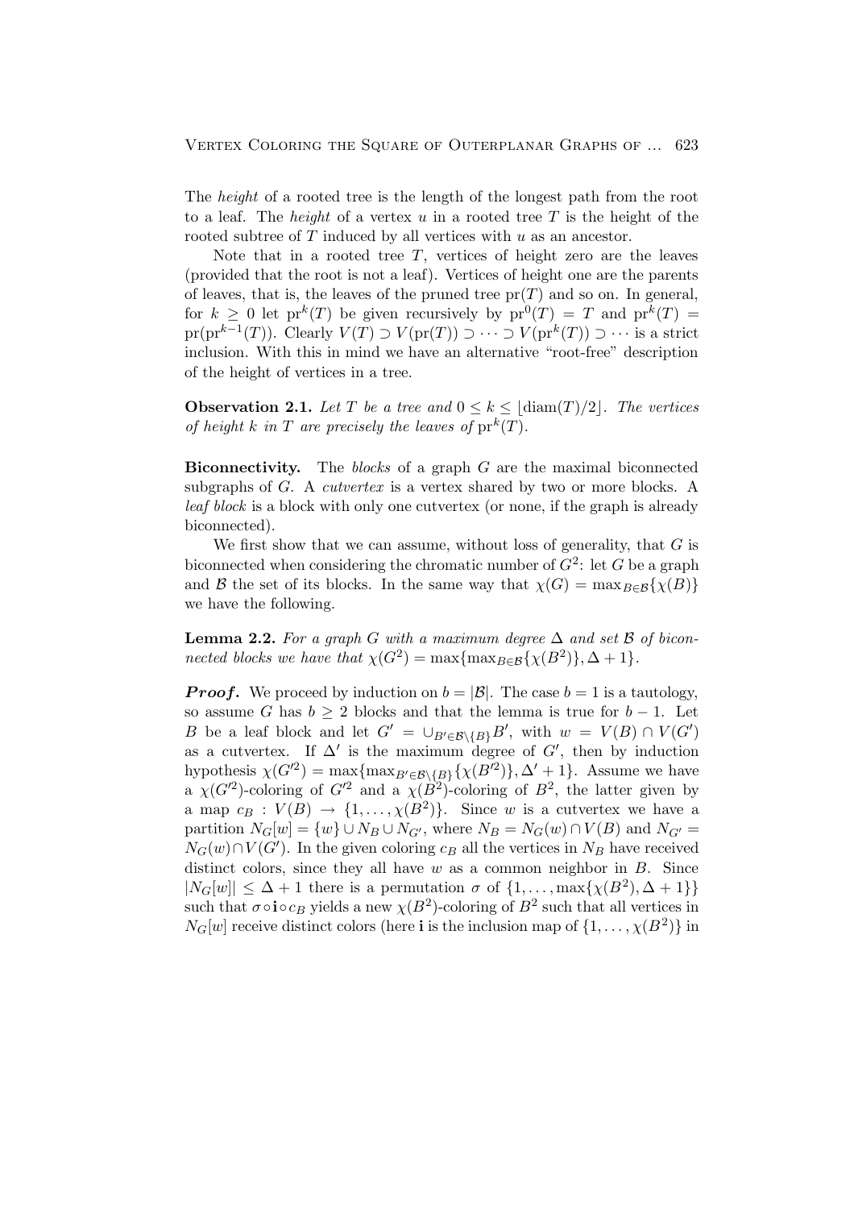The *height* of a rooted tree is the length of the longest path from the root to a leaf. The *height* of a vertex $u$ in a rooted tree $T$ is the height of the rooted subtree of $T$ induced by all vertices with $u$ as an ancestor.

Note that in a rooted tree $T$, vertices of height zero are the leaves (provided that the root is not a leaf). Vertices of height one are the parents of leaves, that is, the leaves of the pruned tree $\mathrm{pr}(T)$ and so on. In general, for $k \geq 0$ let $\mathrm{pr}^k(T)$ be given recursively by $\mathrm{pr}^0(T) = T$ and $\mathrm{pr}^k(T) = \mathrm{pr}(\mathrm{pr}^{k-1}(T))$. Clearly $V(T) \supset V(\mathrm{pr}(T)) \supset \cdots \supset V(\mathrm{pr}^k(T)) \supset \cdots$ is a strict inclusion. With this in mind we have an alternative "root-free" description of the height of vertices in a tree.

**Observation 2.1.** *Let $T$ be a tree and $0 \leq k \leq \lfloor \mathrm{diam}(T)/2 \rfloor$. The vertices of height $k$ in $T$ are precisely the leaves of $\mathrm{pr}^k(T)$.*

**Biconnectivity.** The *blocks* of a graph $G$ are the maximal biconnected subgraphs of $G$. A *cutvertex* is a vertex shared by two or more blocks. A *leaf block* is a block with only one cutvertex (or none, if the graph is already biconnected).

We first show that we can assume, without loss of generality, that $G$ is biconnected when considering the chromatic number of $G^2$: let $G$ be a graph and $\mathcal{B}$ the set of its blocks. In the same way that $\chi(G) = \max_{B \in \mathcal{B}}\{\chi(B)\}$ we have the following.

**Lemma 2.2.** *For a graph $G$ with a maximum degree $\Delta$ and set $\mathcal{B}$ of biconnected blocks we have that $\chi(G^2) = \max\{\max_{B \in \mathcal{B}}\{\chi(B^2)\}, \Delta + 1\}$.*

***Proof.*** We proceed by induction on $b = |\mathcal{B}|$. The case $b = 1$ is a tautology, so assume $G$ has $b \geq 2$ blocks and that the lemma is true for $b - 1$. Let $B$ be a leaf block and let $G' = \cup_{B' \in \mathcal{B} \setminus \{B\}} B'$, with $w = V(B) \cap V(G')$ as a cutvertex. If $\Delta'$ is the maximum degree of $G'$, then by induction hypothesis $\chi(G'^2) = \max\{\max_{B' \in \mathcal{B} \setminus \{B\}}\{\chi(B'^2)\}, \Delta' + 1\}$. Assume we have a $\chi(G'^2)$-coloring of $G'^2$ and a $\chi(B^2)$-coloring of $B^2$, the latter given by a map $c_B : V(B) \to \{1, \ldots, \chi(B^2)\}$. Since $w$ is a cutvertex we have a partition $N_G[w] = \{w\} \cup N_B \cup N_{G'}$, where $N_B = N_G(w) \cap V(B)$ and $N_{G'} = N_G(w) \cap V(G')$. In the given coloring $c_B$ all the vertices in $N_B$ have received distinct colors, since they all have $w$ as a common neighbor in $B$. Since $|N_G[w]| \leq \Delta + 1$ there is a permutation $\sigma$ of $\{1, \ldots, \max\{\chi(B^2), \Delta + 1\}\}$ such that $\sigma \circ \mathbf{i} \circ c_B$ yields a new $\chi(B^2)$-coloring of $B^2$ such that all vertices in $N_G[w]$ receive distinct colors (here $\mathbf{i}$ is the inclusion map of $\{1, \ldots, \chi(B^2)\}$ in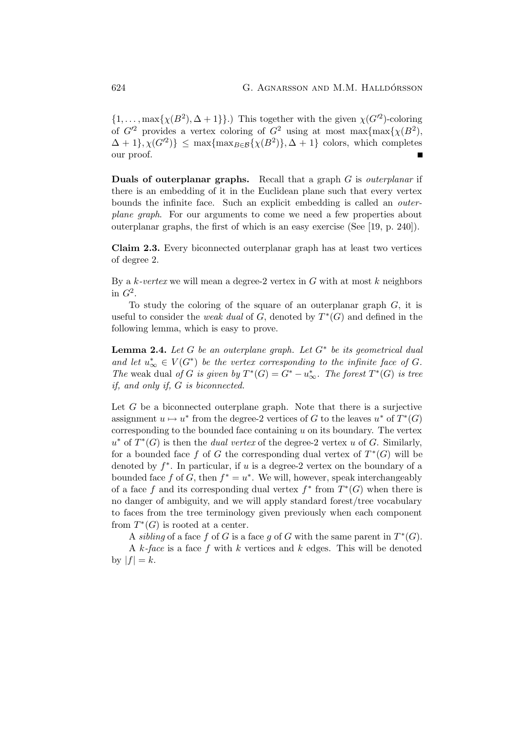$\{1, \ldots, \max\{\chi(B^2), \Delta + 1\}\}$.) This together with the given $\chi(G'^2)$-coloring of $G'^2$ provides a vertex coloring of $G^2$ using at most $\max\{\max\{\chi(B^2), \Delta + 1\}, \chi(G'^2)\} \leq \max\{\max_{B \in \mathcal{B}}\{\chi(B^2)\}, \Delta + 1\}$ colors, which completes our proof. ■

**Duals of outerplanar graphs.** Recall that a graph $G$ is *outerplanar* if there is an embedding of it in the Euclidean plane such that every vertex bounds the infinite face. Such an explicit embedding is called an *outerplane graph*. For our arguments to come we need a few properties about outerplanar graphs, the first of which is an easy exercise (See [19, p. 240]).

**Claim 2.3.** Every biconnected outerplanar graph has at least two vertices of degree 2.

By a *$k$-vertex* we will mean a degree-2 vertex in $G$ with at most $k$ neighbors in $G^2$.

To study the coloring of the square of an outerplanar graph $G$, it is useful to consider the *weak dual* of $G$, denoted by $T^*(G)$ and defined in the following lemma, which is easy to prove.

**Lemma 2.4.** *Let $G$ be an outerplane graph. Let $G^*$ be its geometrical dual and let $u^*_\infty \in V(G^*)$ be the vertex corresponding to the infinite face of $G$. The* weak dual *of $G$ is given by $T^*(G) = G^* - u^*_\infty$. The forest $T^*(G)$ is tree if, and only if, $G$ is biconnected.*

Let $G$ be a biconnected outerplane graph. Note that there is a surjective assignment $u \mapsto u^*$ from the degree-2 vertices of $G$ to the leaves $u^*$ of $T^*(G)$ corresponding to the bounded face containing $u$ on its boundary. The vertex $u^*$ of $T^*(G)$ is then the *dual vertex* of the degree-2 vertex $u$ of $G$. Similarly, for a bounded face $f$ of $G$ the corresponding dual vertex of $T^*(G)$ will be denoted by $f^*$. In particular, if $u$ is a degree-2 vertex on the boundary of a bounded face $f$ of $G$, then $f^* = u^*$. We will, however, speak interchangeably of a face $f$ and its corresponding dual vertex $f^*$ from $T^*(G)$ when there is no danger of ambiguity, and we will apply standard forest/tree vocabulary to faces from the tree terminology given previously when each component from $T^*(G)$ is rooted at a center.

A *sibling* of a face $f$ of $G$ is a face $g$ of $G$ with the same parent in $T^*(G)$.

A *$k$-face* is a face $f$ with $k$ vertices and $k$ edges. This will be denoted by $|f| = k$.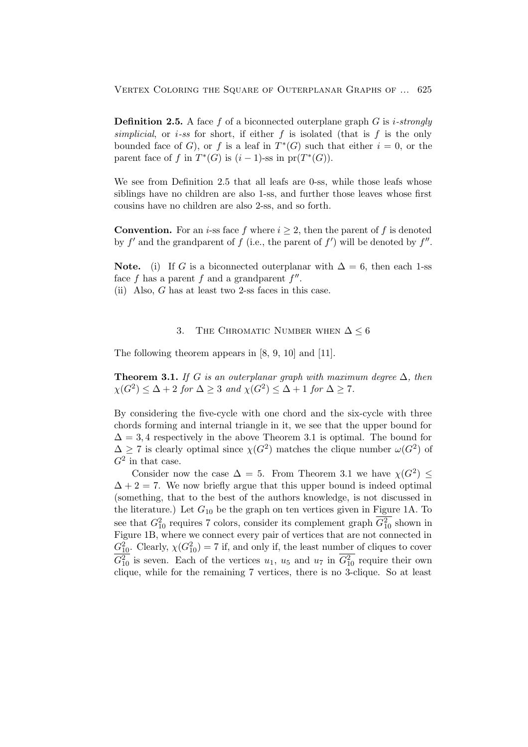**Definition 2.5.** A face $f$ of a biconnected outerplane graph $G$ is *$i$-strongly simplicial*, or *$i$-ss* for short, if either $f$ is isolated (that is $f$ is the only bounded face of $G$), or $f$ is a leaf in $T^*(G)$ such that either $i = 0$, or the parent face of $f$ in $T^*(G)$ is $(i-1)$-ss in $\mathrm{pr}(T^*(G))$.

We see from Definition 2.5 that all leafs are 0-ss, while those leafs whose siblings have no children are also 1-ss, and further those leaves whose first cousins have no children are also 2-ss, and so forth.

**Convention.** For an $i$-ss face $f$ where $i \geq 2$, then the parent of $f$ is denoted by $f'$ and the grandparent of $f$ (i.e., the parent of $f'$) will be denoted by $f''$.

**Note.** (i) If $G$ is a biconnected outerplanar with $\Delta = 6$, then each 1-ss face $f$ has a parent $f$ and a grandparent $f''$.
(ii) Also, $G$ has at least two 2-ss faces in this case.

## 3. The Chromatic Number when $\Delta \leq 6$

The following theorem appears in [8, 9, 10] and [11].

**Theorem 3.1.** *If $G$ is an outerplanar graph with maximum degree $\Delta$, then $\chi(G^2) \leq \Delta + 2$ for $\Delta \geq 3$ and $\chi(G^2) \leq \Delta + 1$ for $\Delta \geq 7$.*

By considering the five-cycle with one chord and the six-cycle with three chords forming and internal triangle in it, we see that the upper bound for $\Delta = 3, 4$ respectively in the above Theorem 3.1 is optimal. The bound for $\Delta \geq 7$ is clearly optimal since $\chi(G^2)$ matches the clique number $\omega(G^2)$ of $G^2$ in that case.

Consider now the case $\Delta = 5$. From Theorem 3.1 we have $\chi(G^2) \leq \Delta + 2 = 7$. We now briefly argue that this upper bound is indeed optimal (something, that to the best of the authors knowledge, is not discussed in the literature.) Let $G_{10}$ be the graph on ten vertices given in Figure 1A. To see that $G_{10}^2$ requires 7 colors, consider its complement graph $\overline{G_{10}^2}$ shown in Figure 1B, where we connect every pair of vertices that are not connected in $G_{10}^2$. Clearly, $\chi(G_{10}^2) = 7$ if, and only if, the least number of cliques to cover $\overline{G_{10}^2}$ is seven. Each of the vertices $u_1$, $u_5$ and $u_7$ in $\overline{G_{10}^2}$ require their own clique, while for the remaining 7 vertices, there is no 3-clique. So at least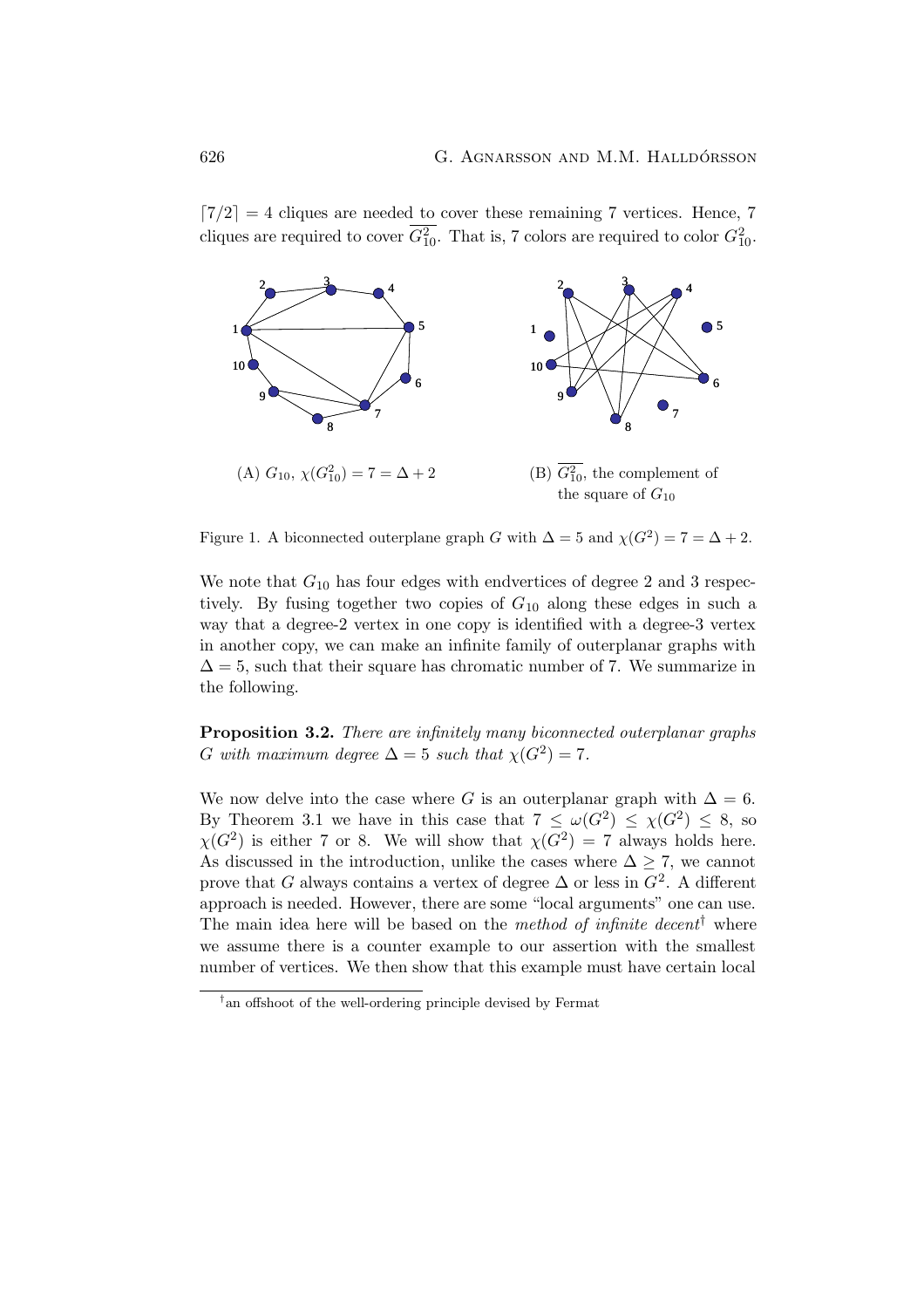$\lceil 7/2 \rceil = 4$ cliques are needed to cover these remaining 7 vertices. Hence, 7 cliques are required to cover $\overline{G_{10}^2}$. That is, 7 colors are required to color $G_{10}^2$.

2
3
4
1
5
10
6
9
7
8

(A) $G_{10}$, $\chi(G_{10}^2) = 7 = \Delta + 2$

2
3
4
1
5
10
6
9
7
8

(B) $\overline{G_{10}^2}$, the complement of the square of $G_{10}$

Figure 1. A biconnected outerplane graph $G$ with $\Delta = 5$ and $\chi(G^2) = 7 = \Delta + 2$.

We note that $G_{10}$ has four edges with endvertices of degree 2 and 3 respectively. By fusing together two copies of $G_{10}$ along these edges in such a way that a degree-2 vertex in one copy is identified with a degree-3 vertex in another copy, we can make an infinite family of outerplanar graphs with $\Delta = 5$, such that their square has chromatic number of 7. We summarize in the following.

**Proposition 3.2.** *There are infinitely many biconnected outerplanar graphs $G$ with maximum degree $\Delta = 5$ such that $\chi(G^2) = 7$.*

We now delve into the case where $G$ is an outerplanar graph with $\Delta = 6$. By Theorem 3.1 we have in this case that $7 \leq \omega(G^2) \leq \chi(G^2) \leq 8$, so $\chi(G^2)$ is either 7 or 8. We will show that $\chi(G^2) = 7$ always holds here. As discussed in the introduction, unlike the cases where $\Delta \geq 7$, we cannot prove that $G$ always contains a vertex of degree $\Delta$ or less in $G^2$. A different approach is needed. However, there are some "local arguments" one can use. The main idea here will be based on the *method of infinite decent*[†] where we assume there is a counter example to our assertion with the smallest number of vertices. We then show that this example must have certain local

[†]an offshoot of the well-ordering principle devised by Fermat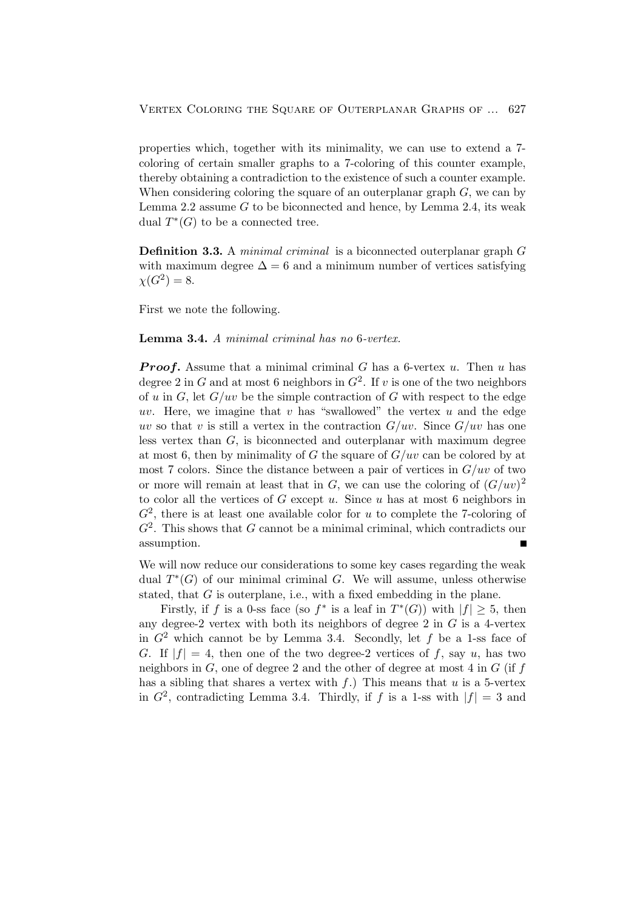properties which, together with its minimality, we can use to extend a 7-coloring of certain smaller graphs to a 7-coloring of this counter example, thereby obtaining a contradiction to the existence of such a counter example. When considering coloring the square of an outerplanar graph $G$, we can by Lemma 2.2 assume $G$ to be biconnected and hence, by Lemma 2.4, its weak dual $T^*(G)$ to be a connected tree.

**Definition 3.3.** A *minimal criminal* is a biconnected outerplanar graph $G$ with maximum degree $\Delta = 6$ and a minimum number of vertices satisfying $\chi(G^2) = 8$.

First we note the following.

**Lemma 3.4.** *A minimal criminal has no* 6*-vertex.*

***Proof.*** Assume that a minimal criminal $G$ has a 6-vertex $u$. Then $u$ has degree 2 in $G$ and at most 6 neighbors in $G^2$. If $v$ is one of the two neighbors of $u$ in $G$, let $G/uv$ be the simple contraction of $G$ with respect to the edge $uv$. Here, we imagine that $v$ has "swallowed" the vertex $u$ and the edge $uv$ so that $v$ is still a vertex in the contraction $G/uv$. Since $G/uv$ has one less vertex than $G$, is biconnected and outerplanar with maximum degree at most 6, then by minimality of $G$ the square of $G/uv$ can be colored by at most 7 colors. Since the distance between a pair of vertices in $G/uv$ of two or more will remain at least that in $G$, we can use the coloring of $(G/uv)^2$ to color all the vertices of $G$ except $u$. Since $u$ has at most 6 neighbors in $G^2$, there is at least one available color for $u$ to complete the 7-coloring of $G^2$. This shows that $G$ cannot be a minimal criminal, which contradicts our assumption. ∎

We will now reduce our considerations to some key cases regarding the weak dual $T^*(G)$ of our minimal criminal $G$. We will assume, unless otherwise stated, that $G$ is outerplane, i.e., with a fixed embedding in the plane.

Firstly, if $f$ is a 0-ss face (so $f^*$ is a leaf in $T^*(G)$) with $|f| \geq 5$, then any degree-2 vertex with both its neighbors of degree 2 in $G$ is a 4-vertex in $G^2$ which cannot be by Lemma 3.4. Secondly, let $f$ be a 1-ss face of $G$. If $|f| = 4$, then one of the two degree-2 vertices of $f$, say $u$, has two neighbors in $G$, one of degree 2 and the other of degree at most 4 in $G$ (if $f$ has a sibling that shares a vertex with $f$.) This means that $u$ is a 5-vertex in $G^2$, contradicting Lemma 3.4. Thirdly, if $f$ is a 1-ss with $|f| = 3$ and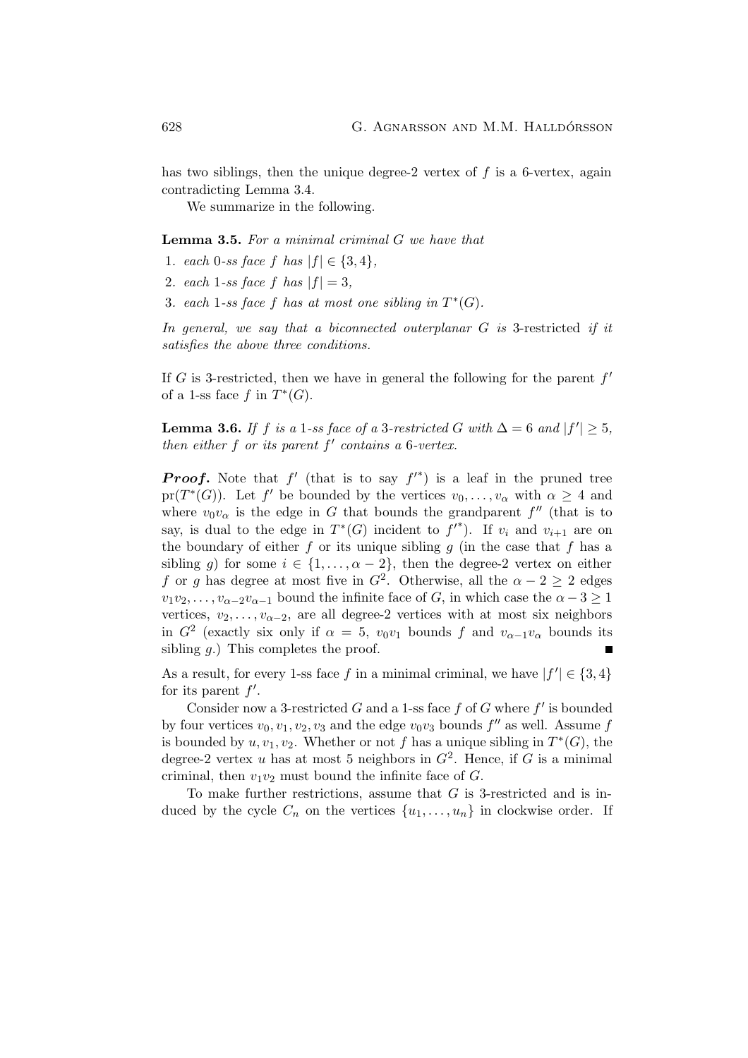has two siblings, then the unique degree-2 vertex of $f$ is a 6-vertex, again contradicting Lemma 3.4.

We summarize in the following.

**Lemma 3.5.** *For a minimal criminal $G$ we have that*

1. *each 0-ss face $f$ has $|f| \in \{3, 4\}$,*
2. *each 1-ss face $f$ has $|f| = 3$,*
3. *each 1-ss face $f$ has at most one sibling in $T^*(G)$.*

*In general, we say that a biconnected outerplanar $G$ is* 3-restricted *if it satisfies the above three conditions.*

If $G$ is 3-restricted, then we have in general the following for the parent $f'$ of a 1-ss face $f$ in $T^*(G)$.

**Lemma 3.6.** *If $f$ is a 1-ss face of a 3-restricted $G$ with $\Delta = 6$ and $|f'| \geq 5$, then either $f$ or its parent $f'$ contains a 6-vertex.*

***Proof.*** Note that $f'$ (that is to say $f'^*$) is a leaf in the pruned tree $\mathrm{pr}(T^*(G))$. Let $f'$ be bounded by the vertices $v_0, \ldots, v_\alpha$ with $\alpha \geq 4$ and where $v_0v_\alpha$ is the edge in $G$ that bounds the grandparent $f''$ (that is to say, is dual to the edge in $T^*(G)$ incident to $f'^*$). If $v_i$ and $v_{i+1}$ are on the boundary of either $f$ or its unique sibling $g$ (in the case that $f$ has a sibling $g$) for some $i \in \{1, \ldots, \alpha - 2\}$, then the degree-2 vertex on either $f$ or $g$ has degree at most five in $G^2$. Otherwise, all the $\alpha - 2 \geq 2$ edges $v_1v_2, \ldots, v_{\alpha-2}v_{\alpha-1}$ bound the infinite face of $G$, in which case the $\alpha - 3 \geq 1$ vertices, $v_2, \ldots, v_{\alpha-2}$, are all degree-2 vertices with at most six neighbors in $G^2$ (exactly six only if $\alpha = 5$, $v_0v_1$ bounds $f$ and $v_{\alpha-1}v_\alpha$ bounds its sibling $g$.) This completes the proof. ∎

As a result, for every 1-ss face $f$ in a minimal criminal, we have $|f'| \in \{3, 4\}$ for its parent $f'$.

Consider now a 3-restricted $G$ and a 1-ss face $f$ of $G$ where $f'$ is bounded by four vertices $v_0, v_1, v_2, v_3$ and the edge $v_0v_3$ bounds $f''$ as well. Assume $f$ is bounded by $u, v_1, v_2$. Whether or not $f$ has a unique sibling in $T^*(G)$, the degree-2 vertex $u$ has at most 5 neighbors in $G^2$. Hence, if $G$ is a minimal criminal, then $v_1v_2$ must bound the infinite face of $G$.

To make further restrictions, assume that $G$ is 3-restricted and is induced by the cycle $C_n$ on the vertices $\{u_1, \ldots, u_n\}$ in clockwise order. If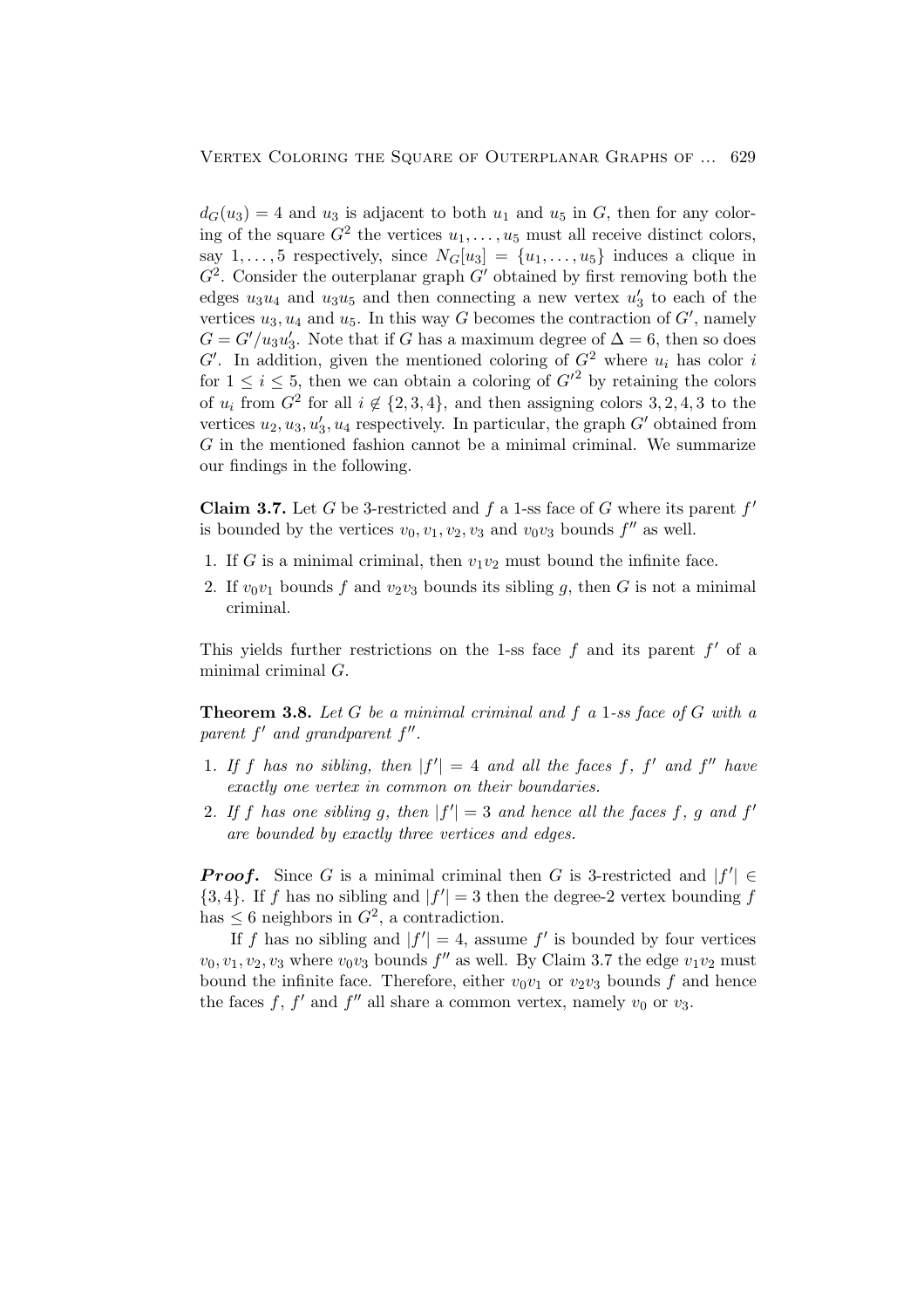$d_G(u_3) = 4$ and $u_3$ is adjacent to both $u_1$ and $u_5$ in $G$, then for any coloring of the square $G^2$ the vertices $u_1, \ldots, u_5$ must all receive distinct colors, say $1, \ldots, 5$ respectively, since $N_G[u_3] = \{u_1, \ldots, u_5\}$ induces a clique in $G^2$. Consider the outerplanar graph $G'$ obtained by first removing both the edges $u_3u_4$ and $u_3u_5$ and then connecting a new vertex $u_3'$ to each of the vertices $u_3, u_4$ and $u_5$. In this way $G$ becomes the contraction of $G'$, namely $G = G'/u_3u_3'$. Note that if $G$ has a maximum degree of $\Delta = 6$, then so does $G'$. In addition, given the mentioned coloring of $G^2$ where $u_i$ has color $i$ for $1 \leq i \leq 5$, then we can obtain a coloring of ${G'}^2$ by retaining the colors of $u_i$ from $G^2$ for all $i \notin \{2, 3, 4\}$, and then assigning colors $3, 2, 4, 3$ to the vertices $u_2, u_3, u_3', u_4$ respectively. In particular, the graph $G'$ obtained from $G$ in the mentioned fashion cannot be a minimal criminal. We summarize our findings in the following.

**Claim 3.7.** Let $G$ be 3-restricted and $f$ a 1-ss face of $G$ where its parent $f'$ is bounded by the vertices $v_0, v_1, v_2, v_3$ and $v_0v_3$ bounds $f''$ as well.

1. If $G$ is a minimal criminal, then $v_1v_2$ must bound the infinite face.
2. If $v_0v_1$ bounds $f$ and $v_2v_3$ bounds its sibling $g$, then $G$ is not a minimal criminal.

This yields further restrictions on the 1-ss face $f$ and its parent $f'$ of a minimal criminal $G$.

**Theorem 3.8.** *Let $G$ be a minimal criminal and $f$ a 1-ss face of $G$ with a parent $f'$ and grandparent $f''$.*

1. *If $f$ has no sibling, then $|f'| = 4$ and all the faces $f$, $f'$ and $f''$ have exactly one vertex in common on their boundaries.*
2. *If $f$ has one sibling $g$, then $|f'| = 3$ and hence all the faces $f$, $g$ and $f'$ are bounded by exactly three vertices and edges.*

***Proof.*** Since $G$ is a minimal criminal then $G$ is 3-restricted and $|f'| \in \{3, 4\}$. If $f$ has no sibling and $|f'| = 3$ then the degree-2 vertex bounding $f$ has $\leq 6$ neighbors in $G^2$, a contradiction.

If $f$ has no sibling and $|f'| = 4$, assume $f'$ is bounded by four vertices $v_0, v_1, v_2, v_3$ where $v_0v_3$ bounds $f''$ as well. By Claim 3.7 the edge $v_1v_2$ must bound the infinite face. Therefore, either $v_0v_1$ or $v_2v_3$ bounds $f$ and hence the faces $f$, $f'$ and $f''$ all share a common vertex, namely $v_0$ or $v_3$.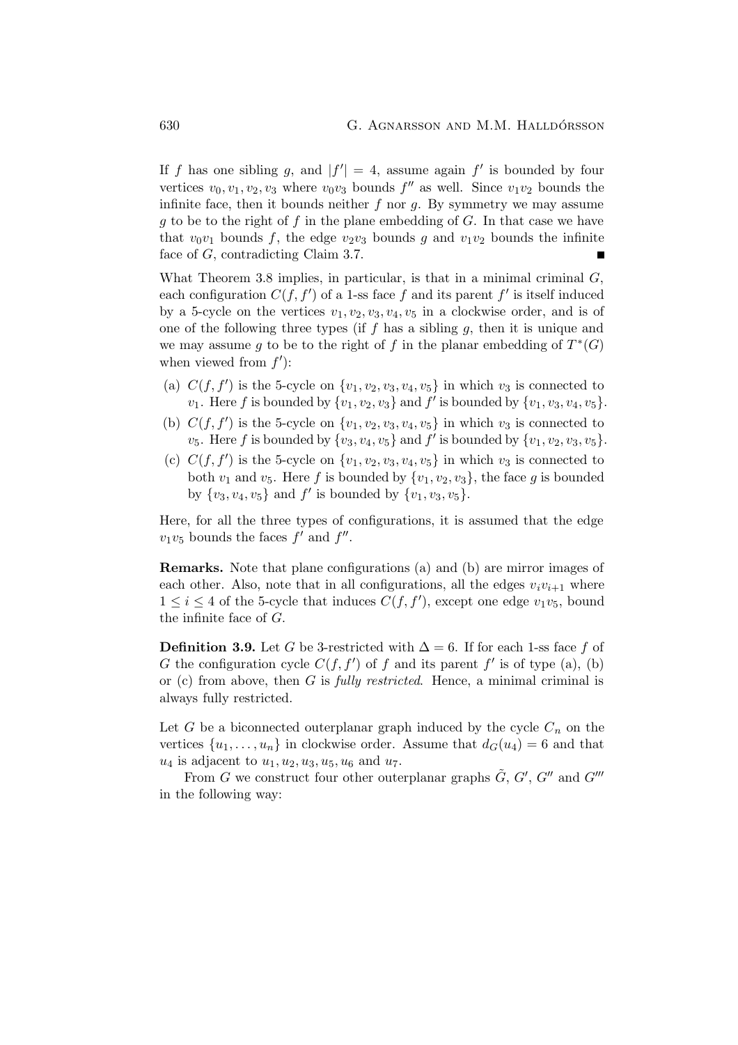If $f$ has one sibling $g$, and $|f'| = 4$, assume again $f'$ is bounded by four vertices $v_0, v_1, v_2, v_3$ where $v_0v_3$ bounds $f''$ as well. Since $v_1v_2$ bounds the infinite face, then it bounds neither $f$ nor $g$. By symmetry we may assume $g$ to be to the right of $f$ in the plane embedding of $G$. In that case we have that $v_0v_1$ bounds $f$, the edge $v_2v_3$ bounds $g$ and $v_1v_2$ bounds the infinite face of $G$, contradicting Claim 3.7. ■

What Theorem 3.8 implies, in particular, is that in a minimal criminal $G$, each configuration $C(f, f')$ of a 1-ss face $f$ and its parent $f'$ is itself induced by a 5-cycle on the vertices $v_1, v_2, v_3, v_4, v_5$ in a clockwise order, and is of one of the following three types (if $f$ has a sibling $g$, then it is unique and we may assume $g$ to be to the right of $f$ in the planar embedding of $T^*(G)$ when viewed from $f'$):

(a) $C(f, f')$ is the 5-cycle on $\{v_1, v_2, v_3, v_4, v_5\}$ in which $v_3$ is connected to $v_1$. Here $f$ is bounded by $\{v_1, v_2, v_3\}$ and $f'$ is bounded by $\{v_1, v_3, v_4, v_5\}$.

(b) $C(f, f')$ is the 5-cycle on $\{v_1, v_2, v_3, v_4, v_5\}$ in which $v_3$ is connected to $v_5$. Here $f$ is bounded by $\{v_3, v_4, v_5\}$ and $f'$ is bounded by $\{v_1, v_2, v_3, v_5\}$.

(c) $C(f, f')$ is the 5-cycle on $\{v_1, v_2, v_3, v_4, v_5\}$ in which $v_3$ is connected to both $v_1$ and $v_5$. Here $f$ is bounded by $\{v_1, v_2, v_3\}$, the face $g$ is bounded by $\{v_3, v_4, v_5\}$ and $f'$ is bounded by $\{v_1, v_3, v_5\}$.

Here, for all the three types of configurations, it is assumed that the edge $v_1v_5$ bounds the faces $f'$ and $f''$.

**Remarks.** Note that plane configurations (a) and (b) are mirror images of each other. Also, note that in all configurations, all the edges $v_iv_{i+1}$ where $1 \le i \le 4$ of the 5-cycle that induces $C(f, f')$, except one edge $v_1v_5$, bound the infinite face of $G$.

**Definition 3.9.** Let $G$ be 3-restricted with $\Delta = 6$. If for each 1-ss face $f$ of $G$ the configuration cycle $C(f, f')$ of $f$ and its parent $f'$ is of type (a), (b) or (c) from above, then $G$ is *fully restricted*. Hence, a minimal criminal is always fully restricted.

Let $G$ be a biconnected outerplanar graph induced by the cycle $C_n$ on the vertices $\{u_1, \ldots, u_n\}$ in clockwise order. Assume that $d_G(u_4) = 6$ and that $u_4$ is adjacent to $u_1, u_2, u_3, u_5, u_6$ and $u_7$.

From $G$ we construct four other outerplanar graphs $\tilde{G}$, $G'$, $G''$ and $G'''$ in the following way: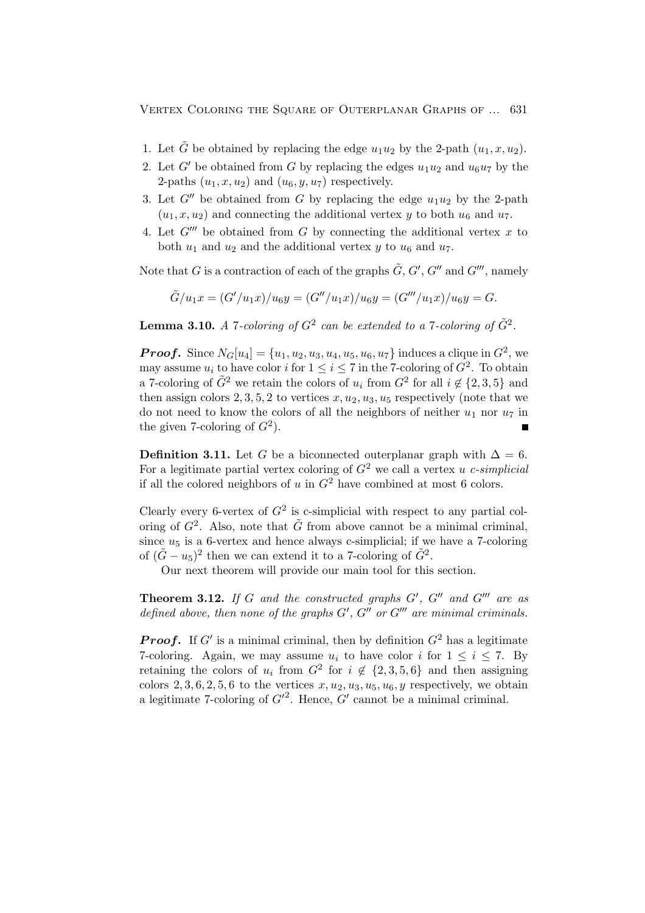1. Let $\tilde{G}$ be obtained by replacing the edge $u_1u_2$ by the 2-path $(u_1, x, u_2)$.
2. Let $G'$ be obtained from $G$ by replacing the edges $u_1u_2$ and $u_6u_7$ by the 2-paths $(u_1, x, u_2)$ and $(u_6, y, u_7)$ respectively.
3. Let $G''$ be obtained from $G$ by replacing the edge $u_1u_2$ by the 2-path $(u_1, x, u_2)$ and connecting the additional vertex $y$ to both $u_6$ and $u_7$.
4. Let $G'''$ be obtained from $G$ by connecting the additional vertex $x$ to both $u_1$ and $u_2$ and the additional vertex $y$ to $u_6$ and $u_7$.

Note that $G$ is a contraction of each of the graphs $\tilde{G}$, $G'$, $G''$ and $G'''$, namely

$$\tilde{G}/u_1x = (G'/u_1x)/u_6y = (G''/u_1x)/u_6y = (G'''/u_1x)/u_6y = G.$$

**Lemma 3.10.** *A 7-coloring of $G^2$ can be extended to a 7-coloring of $\tilde{G}^2$.*

***Proof.*** Since $N_G[u_4] = \{u_1, u_2, u_3, u_4, u_5, u_6, u_7\}$ induces a clique in $G^2$, we may assume $u_i$ to have color $i$ for $1 \leq i \leq 7$ in the 7-coloring of $G^2$. To obtain a 7-coloring of $\tilde{G}^2$ we retain the colors of $u_i$ from $G^2$ for all $i \notin \{2, 3, 5\}$ and then assign colors $2, 3, 5, 2$ to vertices $x, u_2, u_3, u_5$ respectively (note that we do not need to know the colors of all the neighbors of neither $u_1$ nor $u_7$ in the given 7-coloring of $G^2$). ∎

**Definition 3.11.** Let $G$ be a biconnected outerplanar graph with $\Delta = 6$. For a legitimate partial vertex coloring of $G^2$ we call a vertex $u$ *c-simplicial* if all the colored neighbors of $u$ in $G^2$ have combined at most 6 colors.

Clearly every 6-vertex of $G^2$ is c-simplicial with respect to any partial coloring of $G^2$. Also, note that $\tilde{G}$ from above cannot be a minimal criminal, since $u_5$ is a 6-vertex and hence always c-simplicial; if we have a 7-coloring of $(\tilde{G} - u_5)^2$ then we can extend it to a 7-coloring of $\tilde{G}^2$.

Our next theorem will provide our main tool for this section.

**Theorem 3.12.** *If $G$ and the constructed graphs $G'$, $G''$ and $G'''$ are as defined above, then none of the graphs $G'$, $G''$ or $G'''$ are minimal criminals.*

***Proof.*** If $G'$ is a minimal criminal, then by definition $G^2$ has a legitimate 7-coloring. Again, we may assume $u_i$ to have color $i$ for $1 \leq i \leq 7$. By retaining the colors of $u_i$ from $G^2$ for $i \notin \{2, 3, 5, 6\}$ and then assigning colors $2, 3, 6, 2, 5, 6$ to the vertices $x, u_2, u_3, u_5, u_6, y$ respectively, we obtain a legitimate 7-coloring of ${G'}^2$. Hence, $G'$ cannot be a minimal criminal.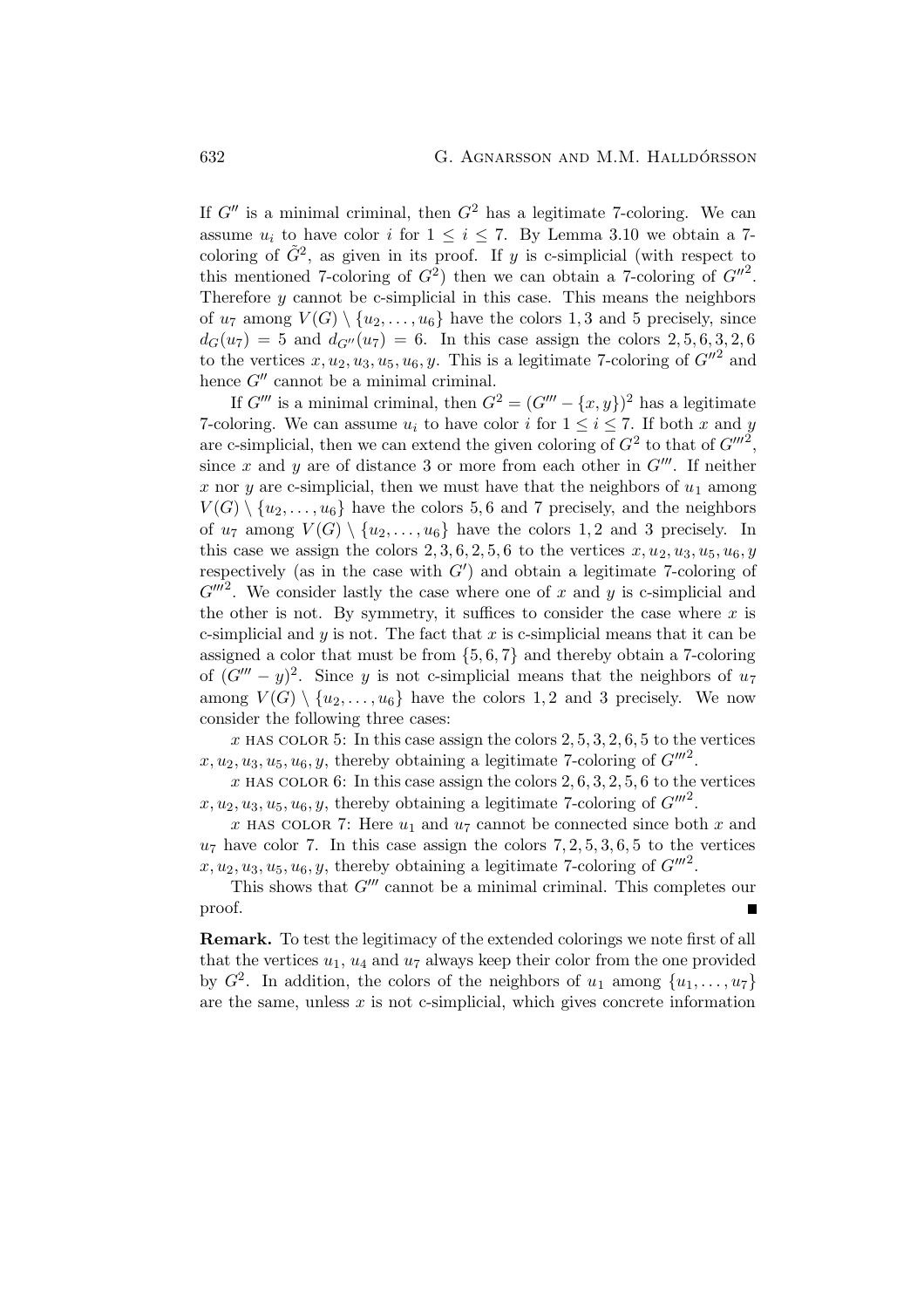If $G''$ is a minimal criminal, then $G^2$ has a legitimate 7-coloring. We can assume $u_i$ to have color $i$ for $1 \leq i \leq 7$. By Lemma 3.10 we obtain a 7-coloring of $\tilde{G}^2$, as given in its proof. If $y$ is c-simplicial (with respect to this mentioned 7-coloring of $G^2$) then we can obtain a 7-coloring of $G''^2$. Therefore $y$ cannot be c-simplicial in this case. This means the neighbors of $u_7$ among $V(G) \setminus \{u_2, \ldots, u_6\}$ have the colors $1, 3$ and $5$ precisely, since $d_G(u_7) = 5$ and $d_{G''}(u_7) = 6$. In this case assign the colors $2, 5, 6, 3, 2, 6$ to the vertices $x, u_2, u_3, u_5, u_6, y$. This is a legitimate 7-coloring of $G''^2$ and hence $G''$ cannot be a minimal criminal.

If $G'''$ is a minimal criminal, then $G^2 = (G''' - \{x, y\})^2$ has a legitimate 7-coloring. We can assume $u_i$ to have color $i$ for $1 \leq i \leq 7$. If both $x$ and $y$ are c-simplicial, then we can extend the given coloring of $G^2$ to that of $G'''^2$, since $x$ and $y$ are of distance 3 or more from each other in $G'''$. If neither $x$ nor $y$ are c-simplicial, then we must have that the neighbors of $u_1$ among $V(G) \setminus \{u_2, \ldots, u_6\}$ have the colors $5, 6$ and $7$ precisely, and the neighbors of $u_7$ among $V(G) \setminus \{u_2, \ldots, u_6\}$ have the colors $1, 2$ and $3$ precisely. In this case we assign the colors $2, 3, 6, 2, 5, 6$ to the vertices $x, u_2, u_3, u_5, u_6, y$ respectively (as in the case with $G'$) and obtain a legitimate 7-coloring of $G'''^2$. We consider lastly the case where one of $x$ and $y$ is c-simplicial and the other is not. By symmetry, it suffices to consider the case where $x$ is c-simplicial and $y$ is not. The fact that $x$ is c-simplicial means that it can be assigned a color that must be from $\{5, 6, 7\}$ and thereby obtain a 7-coloring of $(G''' - y)^2$. Since $y$ is not c-simplicial means that the neighbors of $u_7$ among $V(G) \setminus \{u_2, \ldots, u_6\}$ have the colors $1, 2$ and $3$ precisely. We now consider the following three cases:

$x$ HAS COLOR 5: In this case assign the colors $2, 5, 3, 2, 6, 5$ to the vertices $x, u_2, u_3, u_5, u_6, y$, thereby obtaining a legitimate 7-coloring of $G'''^2$.

$x$ HAS COLOR 6: In this case assign the colors $2, 6, 3, 2, 5, 6$ to the vertices $x, u_2, u_3, u_5, u_6, y$, thereby obtaining a legitimate 7-coloring of $G'''^2$.

$x$ HAS COLOR 7: Here $u_1$ and $u_7$ cannot be connected since both $x$ and $u_7$ have color 7. In this case assign the colors $7, 2, 5, 3, 6, 5$ to the vertices $x, u_2, u_3, u_5, u_6, y$, thereby obtaining a legitimate 7-coloring of $G'''^2$.

This shows that $G'''$ cannot be a minimal criminal. This completes our proof. ∎

**Remark.** To test the legitimacy of the extended colorings we note first of all that the vertices $u_1$, $u_4$ and $u_7$ always keep their color from the one provided by $G^2$. In addition, the colors of the neighbors of $u_1$ among $\{u_1, \ldots, u_7\}$ are the same, unless $x$ is not c-simplicial, which gives concrete information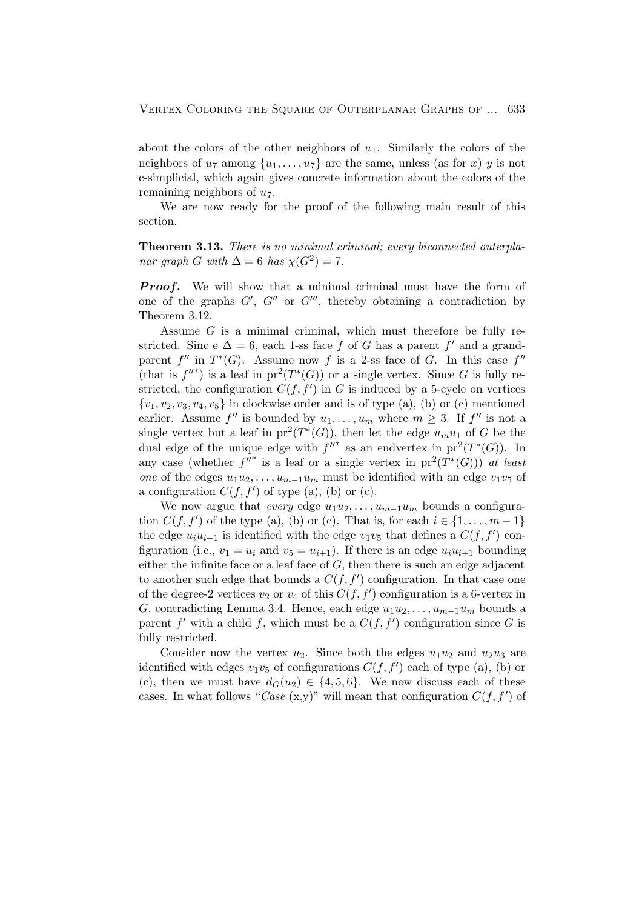about the colors of the other neighbors of $u_1$. Similarly the colors of the neighbors of $u_7$ among $\{u_1, \ldots, u_7\}$ are the same, unless (as for $x$) $y$ is not c-simplicial, which again gives concrete information about the colors of the remaining neighbors of $u_7$.

We are now ready for the proof of the following main result of this section.

**Theorem 3.13.** *There is no minimal criminal; every biconnected outerplanar graph $G$ with $\Delta = 6$ has $\chi(G^2) = 7$.*

***Proof.*** We will show that a minimal criminal must have the form of one of the graphs $G'$, $G''$ or $G'''$, thereby obtaining a contradiction by Theorem 3.12.

Assume $G$ is a minimal criminal, which must therefore be fully restricted. Sinc e $\Delta = 6$, each 1-ss face $f$ of $G$ has a parent $f'$ and a grandparent $f''$ in $T^*(G)$. Assume now $f$ is a 2-ss face of $G$. In this case $f''$ (that is $f''^*$) is a leaf in $\mathrm{pr}^2(T^*(G))$ or a single vertex. Since $G$ is fully restricted, the configuration $C(f, f')$ in $G$ is induced by a 5-cycle on vertices $\{v_1, v_2, v_3, v_4, v_5\}$ in clockwise order and is of type (a), (b) or (c) mentioned earlier. Assume $f''$ is bounded by $u_1, \ldots, u_m$ where $m \geq 3$. If $f''$ is not a single vertex but a leaf in $\mathrm{pr}^2(T^*(G))$, then let the edge $u_m u_1$ of $G$ be the dual edge of the unique edge with $f''^*$ as an endvertex in $\mathrm{pr}^2(T^*(G))$. In any case (whether $f''^*$ is a leaf or a single vertex in $\mathrm{pr}^2(T^*(G))$) *at least one* of the edges $u_1u_2, \ldots, u_{m-1}u_m$ must be identified with an edge $v_1v_5$ of a configuration $C(f, f')$ of type (a), (b) or (c).

We now argue that *every* edge $u_1u_2, \ldots, u_{m-1}u_m$ bounds a configuration $C(f, f')$ of the type (a), (b) or (c). That is, for each $i \in \{1, \ldots, m-1\}$ the edge $u_iu_{i+1}$ is identified with the edge $v_1v_5$ that defines a $C(f, f')$ configuration (i.e., $v_1 = u_i$ and $v_5 = u_{i+1}$). If there is an edge $u_iu_{i+1}$ bounding either the infinite face or a leaf face of $G$, then there is such an edge adjacent to another such edge that bounds a $C(f, f')$ configuration. In that case one of the degree-2 vertices $v_2$ or $v_4$ of this $C(f, f')$ configuration is a 6-vertex in $G$, contradicting Lemma 3.4. Hence, each edge $u_1u_2, \ldots, u_{m-1}u_m$ bounds a parent $f'$ with a child $f$, which must be a $C(f, f')$ configuration since $G$ is fully restricted.

Consider now the vertex $u_2$. Since both the edges $u_1u_2$ and $u_2u_3$ are identified with edges $v_1v_5$ of configurations $C(f, f')$ each of type (a), (b) or (c), then we must have $d_G(u_2) \in \{4, 5, 6\}$. We now discuss each of these cases. In what follows "*Case* (x,y)" will mean that configuration $C(f, f')$ of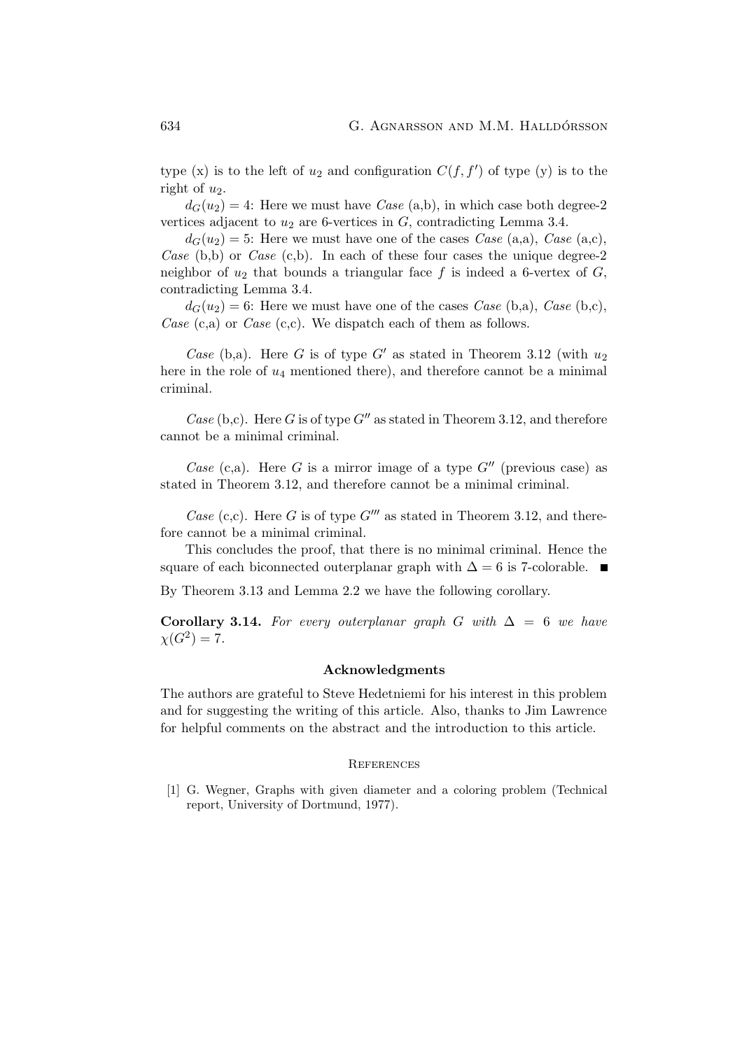type (x) is to the left of $u_2$ and configuration $C(f, f')$ of type (y) is to the right of $u_2$.

$d_G(u_2) = 4$: Here we must have *Case* (a,b), in which case both degree-2 vertices adjacent to $u_2$ are 6-vertices in $G$, contradicting Lemma 3.4.

$d_G(u_2) = 5$: Here we must have one of the cases *Case* (a,a), *Case* (a,c), *Case* (b,b) or *Case* (c,b). In each of these four cases the unique degree-2 neighbor of $u_2$ that bounds a triangular face $f$ is indeed a 6-vertex of $G$, contradicting Lemma 3.4.

$d_G(u_2) = 6$: Here we must have one of the cases *Case* (b,a), *Case* (b,c), *Case* (c,a) or *Case* (c,c). We dispatch each of them as follows.

*Case* (b,a). Here $G$ is of type $G'$ as stated in Theorem 3.12 (with $u_2$ here in the role of $u_4$ mentioned there), and therefore cannot be a minimal criminal.

*Case* (b,c). Here $G$ is of type $G''$ as stated in Theorem 3.12, and therefore cannot be a minimal criminal.

*Case* (c,a). Here $G$ is a mirror image of a type $G''$ (previous case) as stated in Theorem 3.12, and therefore cannot be a minimal criminal.

*Case* (c,c). Here $G$ is of type $G'''$ as stated in Theorem 3.12, and therefore cannot be a minimal criminal.

This concludes the proof, that there is no minimal criminal. Hence the square of each biconnected outerplanar graph with $\Delta = 6$ is 7-colorable. ∎

By Theorem 3.13 and Lemma 2.2 we have the following corollary.

**Corollary 3.14.** *For every outerplanar graph $G$ with $\Delta = 6$ we have $\chi(G^2) = 7$.*

## Acknowledgments

The authors are grateful to Steve Hedetniemi for his interest in this problem and for suggesting the writing of this article. Also, thanks to Jim Lawrence for helpful comments on the abstract and the introduction to this article.

## References

[1] G. Wegner, Graphs with given diameter and a coloring problem (Technical report, University of Dortmund, 1977).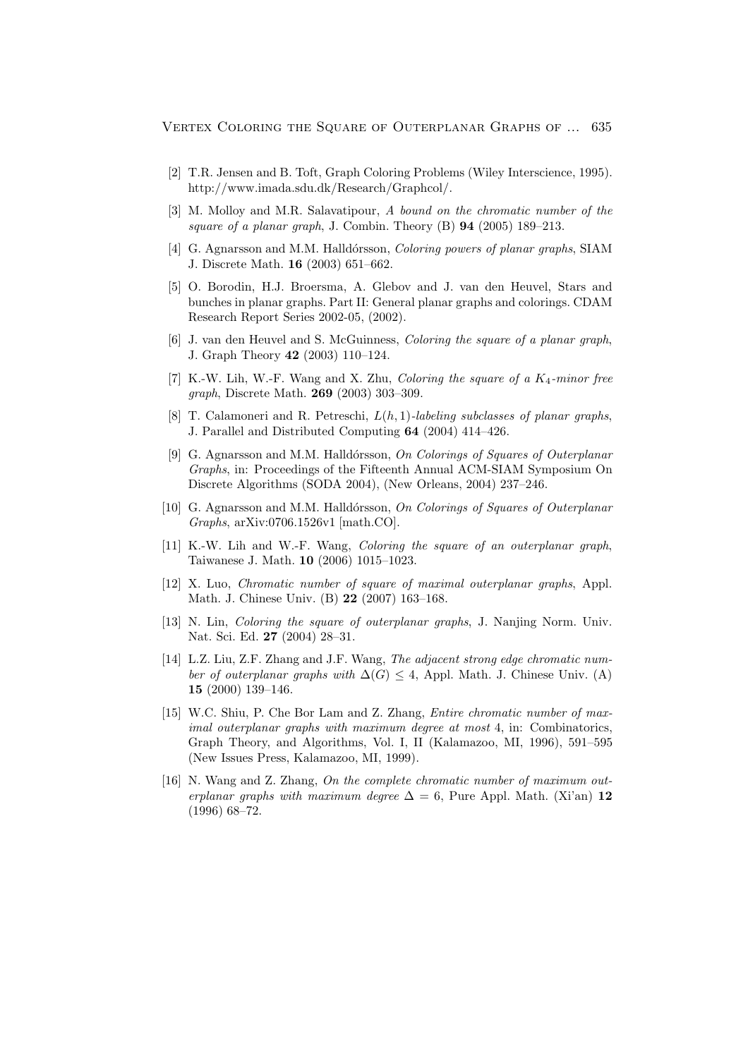[2] T.R. Jensen and B. Toft, Graph Coloring Problems (Wiley Interscience, 1995). http://www.imada.sdu.dk/Research/Graphcol/.

[3] M. Molloy and M.R. Salavatipour, *A bound on the chromatic number of the square of a planar graph*, J. Combin. Theory (B) **94** (2005) 189–213.

[4] G. Agnarsson and M.M. Halldórsson, *Coloring powers of planar graphs*, SIAM J. Discrete Math. **16** (2003) 651–662.

[5] O. Borodin, H.J. Broersma, A. Glebov and J. van den Heuvel, Stars and bunches in planar graphs. Part II: General planar graphs and colorings. CDAM Research Report Series 2002-05, (2002).

[6] J. van den Heuvel and S. McGuinness, *Coloring the square of a planar graph*, J. Graph Theory **42** (2003) 110–124.

[7] K.-W. Lih, W.-F. Wang and X. Zhu, *Coloring the square of a $K_4$-minor free graph*, Discrete Math. **269** (2003) 303–309.

[8] T. Calamoneri and R. Petreschi, *$L(h, 1)$-labeling subclasses of planar graphs*, J. Parallel and Distributed Computing **64** (2004) 414–426.

[9] G. Agnarsson and M.M. Halldórsson, *On Colorings of Squares of Outerplanar Graphs*, in: Proceedings of the Fifteenth Annual ACM-SIAM Symposium On Discrete Algorithms (SODA 2004), (New Orleans, 2004) 237–246.

[10] G. Agnarsson and M.M. Halldórsson, *On Colorings of Squares of Outerplanar Graphs*, arXiv:0706.1526v1 [math.CO].

[11] K.-W. Lih and W.-F. Wang, *Coloring the square of an outerplanar graph*, Taiwanese J. Math. **10** (2006) 1015–1023.

[12] X. Luo, *Chromatic number of square of maximal outerplanar graphs*, Appl. Math. J. Chinese Univ. (B) **22** (2007) 163–168.

[13] N. Lin, *Coloring the square of outerplanar graphs*, J. Nanjing Norm. Univ. Nat. Sci. Ed. **27** (2004) 28–31.

[14] L.Z. Liu, Z.F. Zhang and J.F. Wang, *The adjacent strong edge chromatic number of outerplanar graphs with $\Delta(G) \leq 4$*, Appl. Math. J. Chinese Univ. (A) **15** (2000) 139–146.

[15] W.C. Shiu, P. Che Bor Lam and Z. Zhang, *Entire chromatic number of maximal outerplanar graphs with maximum degree at most* 4, in: Combinatorics, Graph Theory, and Algorithms, Vol. I, II (Kalamazoo, MI, 1996), 591–595 (New Issues Press, Kalamazoo, MI, 1999).

[16] N. Wang and Z. Zhang, *On the complete chromatic number of maximum outerplanar graphs with maximum degree $\Delta = 6$*, Pure Appl. Math. (Xi'an) **12** (1996) 68–72.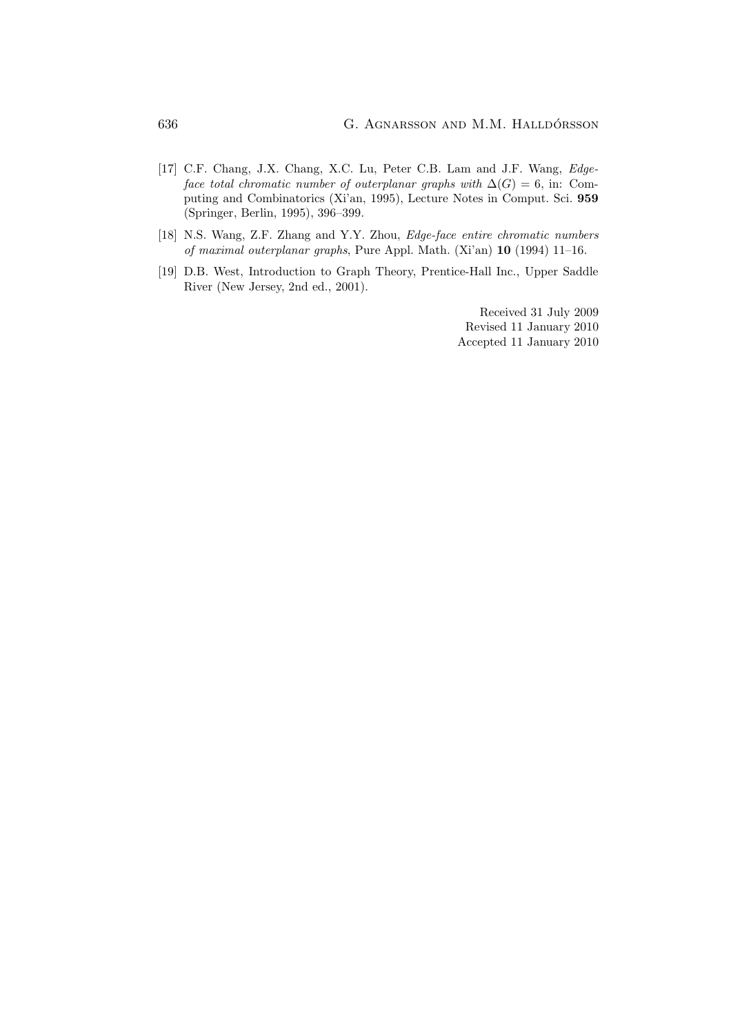[17] C.F. Chang, J.X. Chang, X.C. Lu, Peter C.B. Lam and J.F. Wang, *Edge-face total chromatic number of outerplanar graphs with* $\Delta(G) = 6$, in: Computing and Combinatorics (Xi'an, 1995), Lecture Notes in Comput. Sci. **959** (Springer, Berlin, 1995), 396–399.

[18] N.S. Wang, Z.F. Zhang and Y.Y. Zhou, *Edge-face entire chromatic numbers of maximal outerplanar graphs*, Pure Appl. Math. (Xi'an) **10** (1994) 11–16.

[19] D.B. West, Introduction to Graph Theory, Prentice-Hall Inc., Upper Saddle River (New Jersey, 2nd ed., 2001).

Received 31 July 2009
Revised 11 January 2010
Accepted 11 January 2010